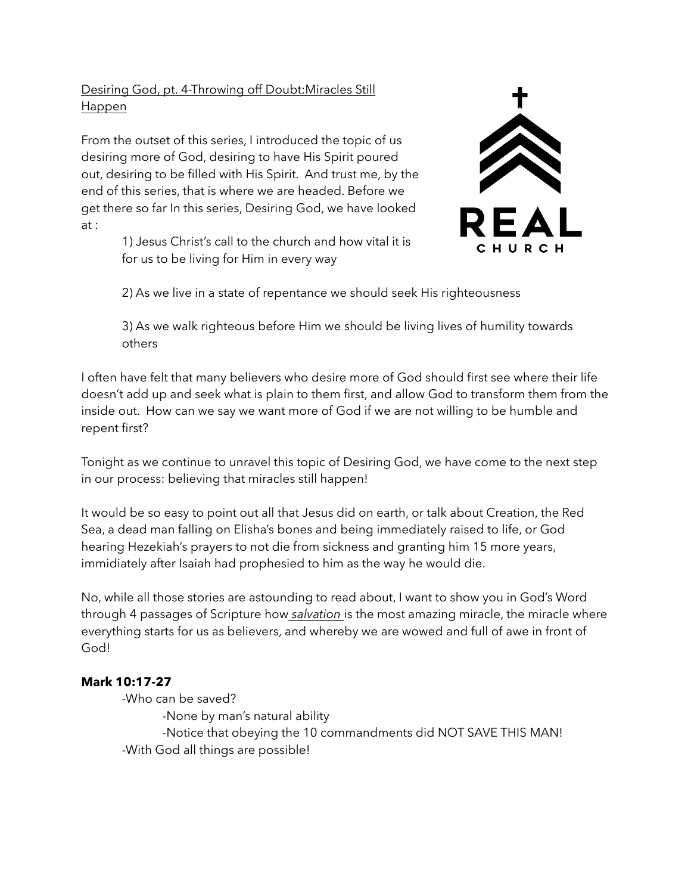<u>Desiring God, pt. 4-Throwing off Doubt:Miracles Still Happen</u>

From the outset of this series, I introduced the topic of us desiring more of God, desiring to have His Spirit poured out, desiring to be filled with His Spirit. And trust me, by the end of this series, that is where we are headed. Before we get there so far In this series, Desiring God, we have looked at :

1) Jesus Christ's call to the church and how vital it is for us to be living for Him in every way

2) As we live in a state of repentance we should seek His righteousness

3) As we walk righteous before Him we should be living lives of humility towards others

I often have felt that many believers who desire more of God should first see where their life doesn't add up and seek what is plain to them first, and allow God to transform them from the inside out. How can we say we want more of God if we are not willing to be humble and repent first?

Tonight as we continue to unravel this topic of Desiring God, we have come to the next step in our process: believing that miracles still happen!

It would be so easy to point out all that Jesus did on earth, or talk about Creation, the Red Sea, a dead man falling on Elisha's bones and being immediately raised to life, or God hearing Hezekiah's prayers to not die from sickness and granting him 15 more years, immidiately after Isaiah had prophesied to him as the way he would die.

No, while all those stories are astounding to read about, I want to show you in God's Word through 4 passages of Scripture how *<u>salvation</u>* is the most amazing miracle, the miracle where everything starts for us as believers, and whereby we are wowed and full of awe in front of God!

**Mark 10:17-27**

- -Who can be saved?
  - -None by man's natural ability
  - -Notice that obeying the 10 commandments did NOT SAVE THIS MAN!
- -With God all things are possible!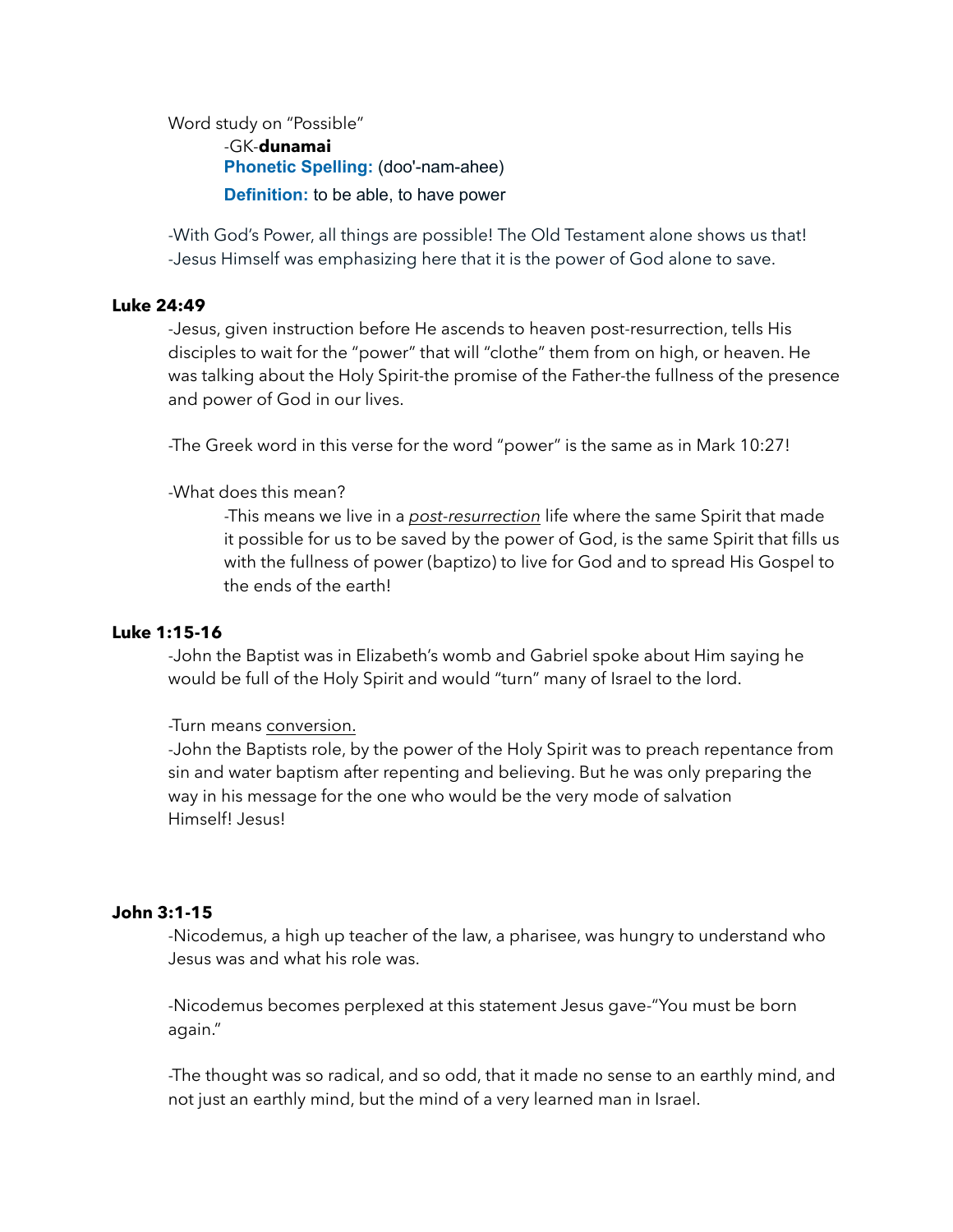Word study on "Possible"

-GK-**dunamai**

**Phonetic Spelling:** (doo'-nam-ahee)

**Definition:** to be able, to have power

-With God's Power, all things are possible! The Old Testament alone shows us that!
-Jesus Himself was emphasizing here that it is the power of God alone to save.

**Luke 24:49**

-Jesus, given instruction before He ascends to heaven post-resurrection, tells His disciples to wait for the "power" that will "clothe" them from on high, or heaven. He was talking about the Holy Spirit-the promise of the Father-the fullness of the presence and power of God in our lives.

-The Greek word in this verse for the word "power" is the same as in Mark 10:27!

-What does this mean?

-This means we live in a <u>*post-resurrection*</u> life where the same Spirit that made it possible for us to be saved by the power of God, is the same Spirit that fills us with the fullness of power (baptizo) to live for God and to spread His Gospel to the ends of the earth!

**Luke 1:15-16**

-John the Baptist was in Elizabeth's womb and Gabriel spoke about Him saying he would be full of the Holy Spirit and would "turn" many of Israel to the lord.

-Turn means <u>conversion.</u>
-John the Baptists role, by the power of the Holy Spirit was to preach repentance from sin and water baptism after repenting and believing. But he was only preparing the way in his message for the one who would be the very mode of salvation Himself! Jesus!

**John 3:1-15**

-Nicodemus, a high up teacher of the law, a pharisee, was hungry to understand who Jesus was and what his role was.

-Nicodemus becomes perplexed at this statement Jesus gave-"You must be born again."

-The thought was so radical, and so odd, that it made no sense to an earthly mind, and not just an earthly mind, but the mind of a very learned man in Israel.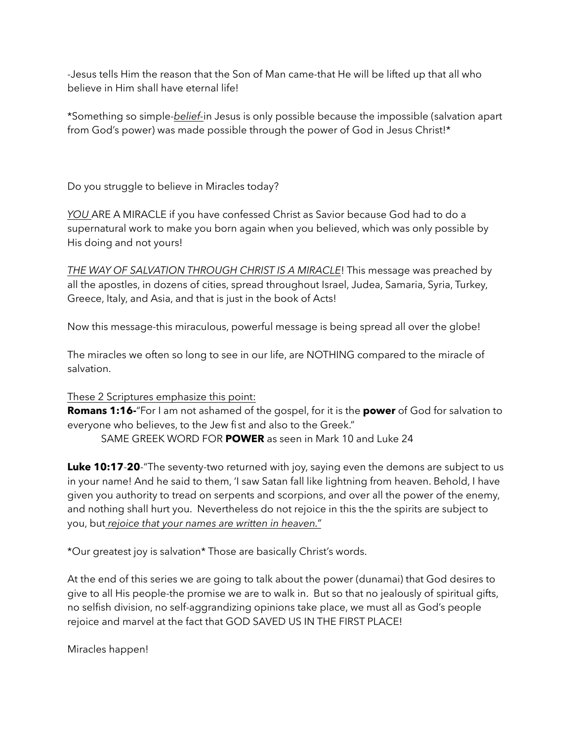-Jesus tells Him the reason that the Son of Man came-that He will be lifted up that all who believe in Him shall have eternal life!

*Something so simple-*belief*-in Jesus is only possible because the impossible (salvation apart from God's power) was made possible through the power of God in Jesus Christ!*

Do you struggle to believe in Miracles today?

*YOU* ARE A MIRACLE if you have confessed Christ as Savior because God had to do a supernatural work to make you born again when you believed, which was only possible by His doing and not yours!

*THE WAY OF SALVATION THROUGH CHRIST IS A MIRACLE*! This message was preached by all the apostles, in dozens of cities, spread throughout Israel, Judea, Samaria, Syria, Turkey, Greece, Italy, and Asia, and that is just in the book of Acts!

Now this message-this miraculous, powerful message is being spread all over the globe!

The miracles we often so long to see in our life, are NOTHING compared to the miracle of salvation.

These 2 Scriptures emphasize this point:

**Romans 1:16-**"For I am not ashamed of the gospel, for it is the **power** of God for salvation to everyone who believes, to the Jew fist and also to the Greek."

SAME GREEK WORD FOR **POWER** as seen in Mark 10 and Luke 24

**Luke 10:17-20**-"The seventy-two returned with joy, saying even the demons are subject to us in your name! And he said to them, 'I saw Satan fall like lightning from heaven. Behold, I have given you authority to tread on serpents and scorpions, and over all the power of the enemy, and nothing shall hurt you. Nevertheless do not rejoice in this the the spirits are subject to you, but *rejoice that your names are written in heaven."*

*Our greatest joy is salvation* Those are basically Christ's words.

At the end of this series we are going to talk about the power (dunamai) that God desires to give to all His people-the promise we are to walk in. But so that no jealously of spiritual gifts, no selfish division, no self-aggrandizing opinions take place, we must all as God's people rejoice and marvel at the fact that GOD SAVED US IN THE FIRST PLACE!

Miracles happen!